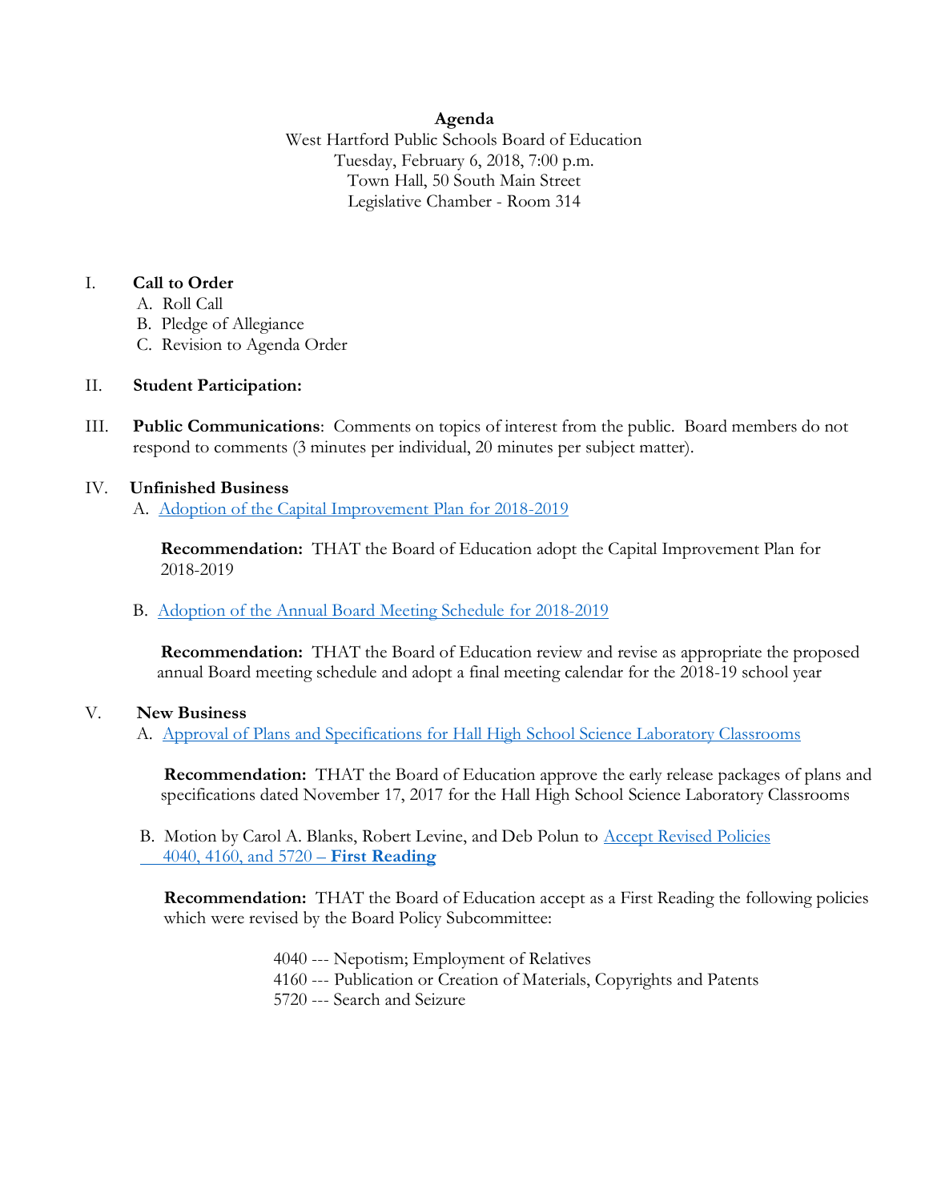**Agenda**

West Hartford Public Schools Board of Education
Tuesday, February 6, 2018, 7:00 p.m.
Town Hall, 50 South Main Street
Legislative Chamber - Room 314

I. **Call to Order**

   A. Roll Call
   B. Pledge of Allegiance
   C. Revision to Agenda Order

II. **Student Participation:**

III. **Public Communications**: Comments on topics of interest from the public. Board members do not respond to comments (3 minutes per individual, 20 minutes per subject matter).

IV. **Unfinished Business**

   A. Adoption of the Capital Improvement Plan for 2018-2019

   **Recommendation:** THAT the Board of Education adopt the Capital Improvement Plan for 2018-2019

   B. Adoption of the Annual Board Meeting Schedule for 2018-2019

   **Recommendation:** THAT the Board of Education review and revise as appropriate the proposed annual Board meeting schedule and adopt a final meeting calendar for the 2018-19 school year

V. **New Business**

   A. Approval of Plans and Specifications for Hall High School Science Laboratory Classrooms

   **Recommendation:** THAT the Board of Education approve the early release packages of plans and specifications dated November 17, 2017 for the Hall High School Science Laboratory Classrooms

   B. Motion by Carol A. Blanks, Robert Levine, and Deb Polun to Accept Revised Policies 4040, 4160, and 5720 – **First Reading**

   **Recommendation:** THAT the Board of Education accept as a First Reading the following policies which were revised by the Board Policy Subcommittee:

   4040 --- Nepotism; Employment of Relatives
   4160 --- Publication or Creation of Materials, Copyrights and Patents
   5720 --- Search and Seizure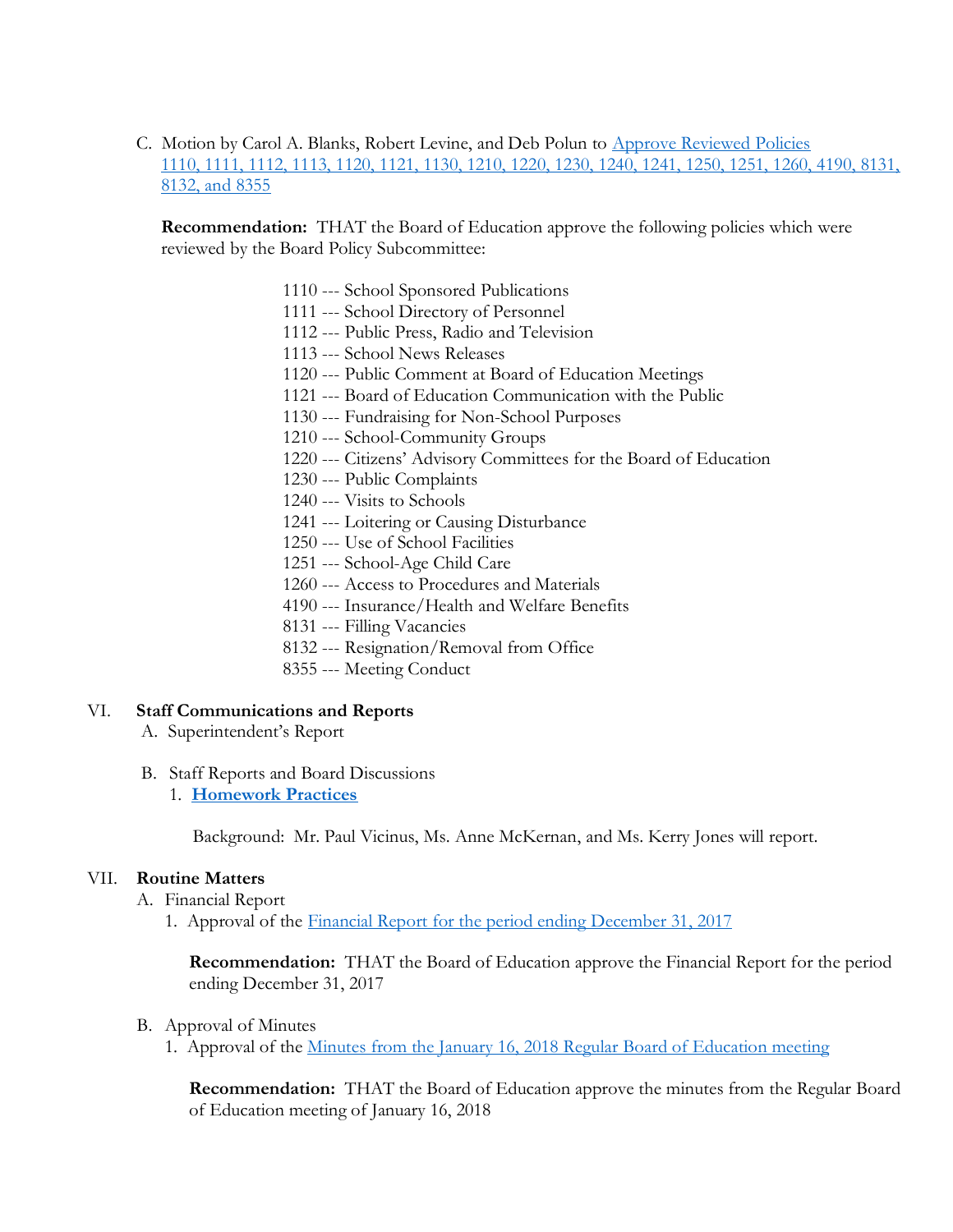C. Motion by Carol A. Blanks, Robert Levine, and Deb Polun to Approve Reviewed Policies 1110, 1111, 1112, 1113, 1120, 1121, 1130, 1210, 1220, 1230, 1240, 1241, 1250, 1251, 1260, 4190, 8131, 8132, and 8355

**Recommendation:** THAT the Board of Education approve the following policies which were reviewed by the Board Policy Subcommittee:

1110 --- School Sponsored Publications
1111 --- School Directory of Personnel
1112 --- Public Press, Radio and Television
1113 --- School News Releases
1120 --- Public Comment at Board of Education Meetings
1121 --- Board of Education Communication with the Public
1130 --- Fundraising for Non-School Purposes
1210 --- School-Community Groups
1220 --- Citizens' Advisory Committees for the Board of Education
1230 --- Public Complaints
1240 --- Visits to Schools
1241 --- Loitering or Causing Disturbance
1250 --- Use of School Facilities
1251 --- School-Age Child Care
1260 --- Access to Procedures and Materials
4190 --- Insurance/Health and Welfare Benefits
8131 --- Filling Vacancies
8132 --- Resignation/Removal from Office
8355 --- Meeting Conduct

## VI. Staff Communications and Reports

A. Superintendent's Report

B. Staff Reports and Board Discussions

1. **Homework Practices**

Background: Mr. Paul Vicinus, Ms. Anne McKernan, and Ms. Kerry Jones will report.

## VII. Routine Matters

A. Financial Report

1. Approval of the Financial Report for the period ending December 31, 2017

**Recommendation:** THAT the Board of Education approve the Financial Report for the period ending December 31, 2017

B. Approval of Minutes

1. Approval of the Minutes from the January 16, 2018 Regular Board of Education meeting

**Recommendation:** THAT the Board of Education approve the minutes from the Regular Board of Education meeting of January 16, 2018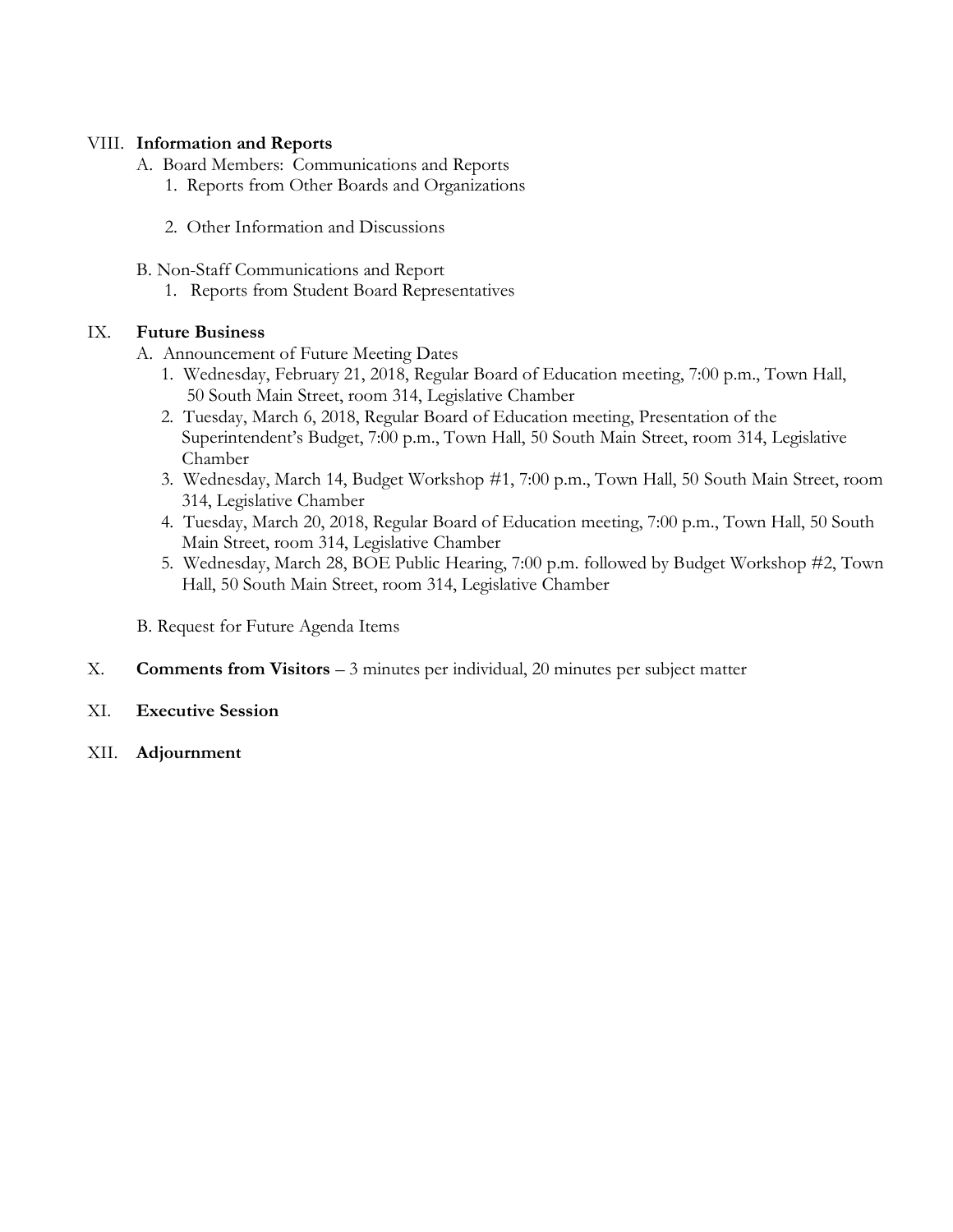VIII. **Information and Reports**

A. Board Members: Communications and Reports

1. Reports from Other Boards and Organizations

2. Other Information and Discussions

B. Non-Staff Communications and Report

1. Reports from Student Board Representatives

IX. **Future Business**

A. Announcement of Future Meeting Dates

1. Wednesday, February 21, 2018, Regular Board of Education meeting, 7:00 p.m., Town Hall, 50 South Main Street, room 314, Legislative Chamber
2. Tuesday, March 6, 2018, Regular Board of Education meeting, Presentation of the Superintendent's Budget, 7:00 p.m., Town Hall, 50 South Main Street, room 314, Legislative Chamber
3. Wednesday, March 14, Budget Workshop #1, 7:00 p.m., Town Hall, 50 South Main Street, room 314, Legislative Chamber
4. Tuesday, March 20, 2018, Regular Board of Education meeting, 7:00 p.m., Town Hall, 50 South Main Street, room 314, Legislative Chamber
5. Wednesday, March 28, BOE Public Hearing, 7:00 p.m. followed by Budget Workshop #2, Town Hall, 50 South Main Street, room 314, Legislative Chamber

B. Request for Future Agenda Items

X. **Comments from Visitors** – 3 minutes per individual, 20 minutes per subject matter

XI. **Executive Session**

XII. **Adjournment**